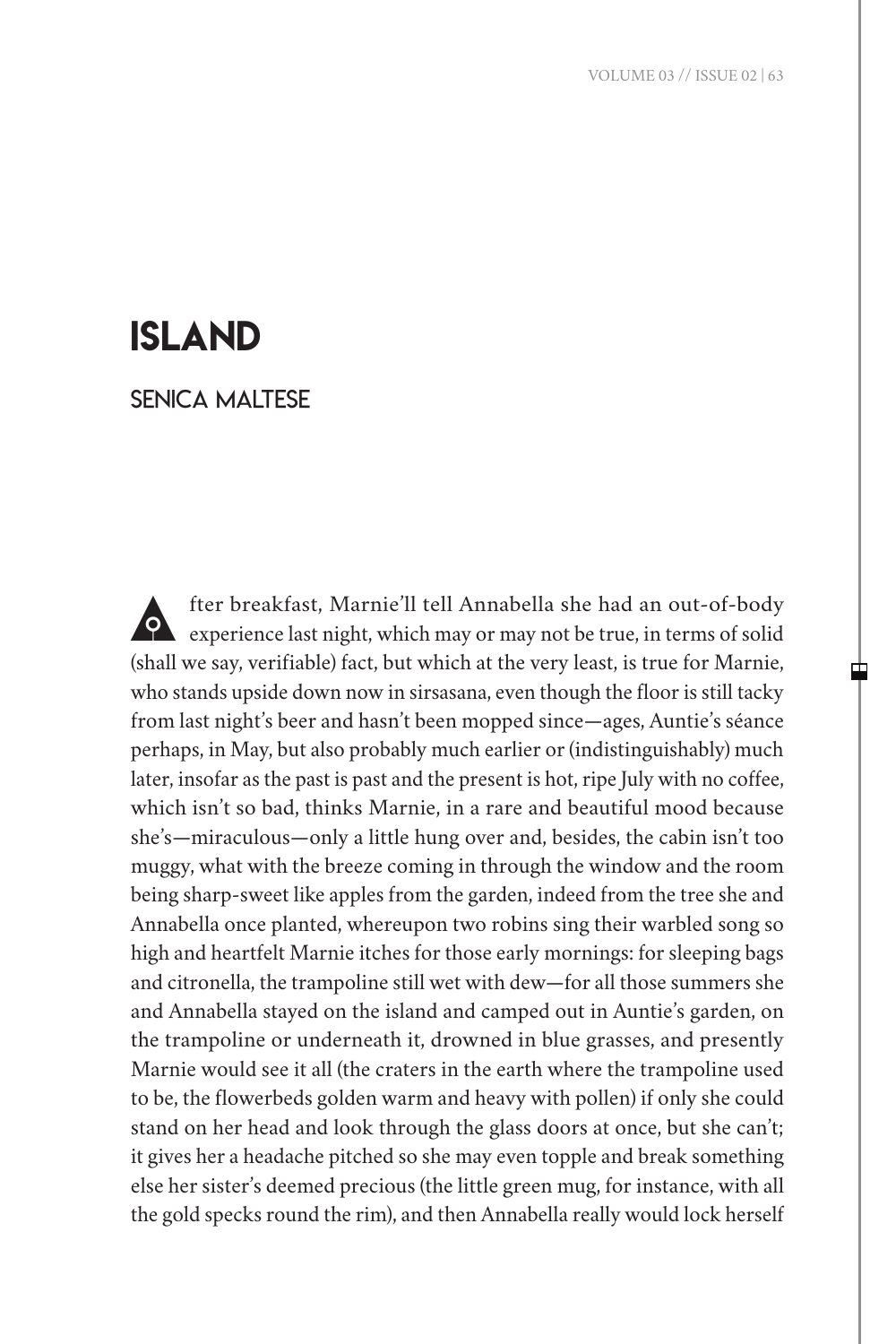# ISLAND

## SENICA MALTESE

After breakfast, Marnie'll tell Annabella she had an out-of-body experience last night, which may or may not be true, in terms of solid (shall we say, verifiable) fact, but which at the very least, is true for Marnie, who stands upside down now in sirsasana, even though the floor is still tacky from last night's beer and hasn't been mopped since—ages, Auntie's séance perhaps, in May, but also probably much earlier or (indistinguishably) much later, insofar as the past is past and the present is hot, ripe July with no coffee, which isn't so bad, thinks Marnie, in a rare and beautiful mood because she's—miraculous—only a little hung over and, besides, the cabin isn't too muggy, what with the breeze coming in through the window and the room being sharp-sweet like apples from the garden, indeed from the tree she and Annabella once planted, whereupon two robins sing their warbled song so high and heartfelt Marnie itches for those early mornings: for sleeping bags and citronella, the trampoline still wet with dew—for all those summers she and Annabella stayed on the island and camped out in Auntie's garden, on the trampoline or underneath it, drowned in blue grasses, and presently Marnie would see it all (the craters in the earth where the trampoline used to be, the flowerbeds golden warm and heavy with pollen) if only she could stand on her head and look through the glass doors at once, but she can't; it gives her a headache pitched so she may even topple and break something else her sister's deemed precious (the little green mug, for instance, with all the gold specks round the rim), and then Annabella really would lock herself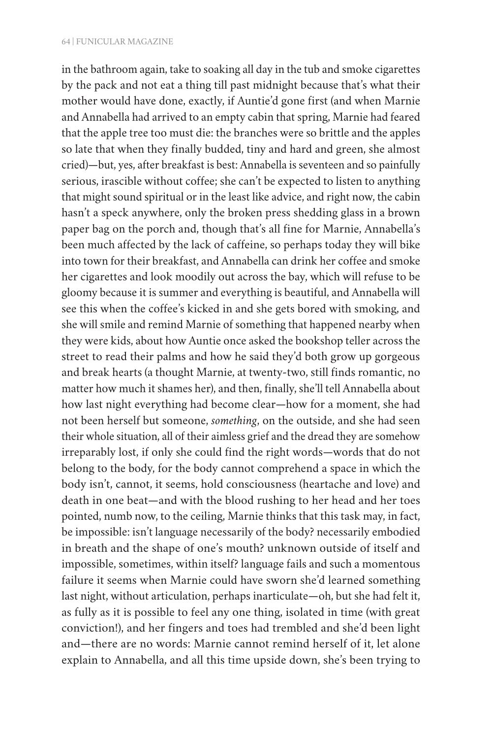in the bathroom again, take to soaking all day in the tub and smoke cigarettes by the pack and not eat a thing till past midnight because that's what their mother would have done, exactly, if Auntie'd gone first (and when Marnie and Annabella had arrived to an empty cabin that spring, Marnie had feared that the apple tree too must die: the branches were so brittle and the apples so late that when they finally budded, tiny and hard and green, she almost cried)—but, yes, after breakfast is best: Annabella is seventeen and so painfully serious, irascible without coffee; she can't be expected to listen to anything that might sound spiritual or in the least like advice, and right now, the cabin hasn't a speck anywhere, only the broken press shedding glass in a brown paper bag on the porch and, though that's all fine for Marnie, Annabella's been much affected by the lack of caffeine, so perhaps today they will bike into town for their breakfast, and Annabella can drink her coffee and smoke her cigarettes and look moodily out across the bay, which will refuse to be gloomy because it is summer and everything is beautiful, and Annabella will see this when the coffee's kicked in and she gets bored with smoking, and she will smile and remind Marnie of something that happened nearby when they were kids, about how Auntie once asked the bookshop teller across the street to read their palms and how he said they'd both grow up gorgeous and break hearts (a thought Marnie, at twenty-two, still finds romantic, no matter how much it shames her), and then, finally, she'll tell Annabella about how last night everything had become clear—how for a moment, she had not been herself but someone, *something*, on the outside, and she had seen their whole situation, all of their aimless grief and the dread they are somehow irreparably lost, if only she could find the right words—words that do not belong to the body, for the body cannot comprehend a space in which the body isn't, cannot, it seems, hold consciousness (heartache and love) and death in one beat—and with the blood rushing to her head and her toes pointed, numb now, to the ceiling, Marnie thinks that this task may, in fact, be impossible: isn't language necessarily of the body? necessarily embodied in breath and the shape of one's mouth? unknown outside of itself and impossible, sometimes, within itself? language fails and such a momentous failure it seems when Marnie could have sworn she'd learned something last night, without articulation, perhaps inarticulate—oh, but she had felt it, as fully as it is possible to feel any one thing, isolated in time (with great conviction!), and her fingers and toes had trembled and she'd been light and—there are no words: Marnie cannot remind herself of it, let alone explain to Annabella, and all this time upside down, she's been trying to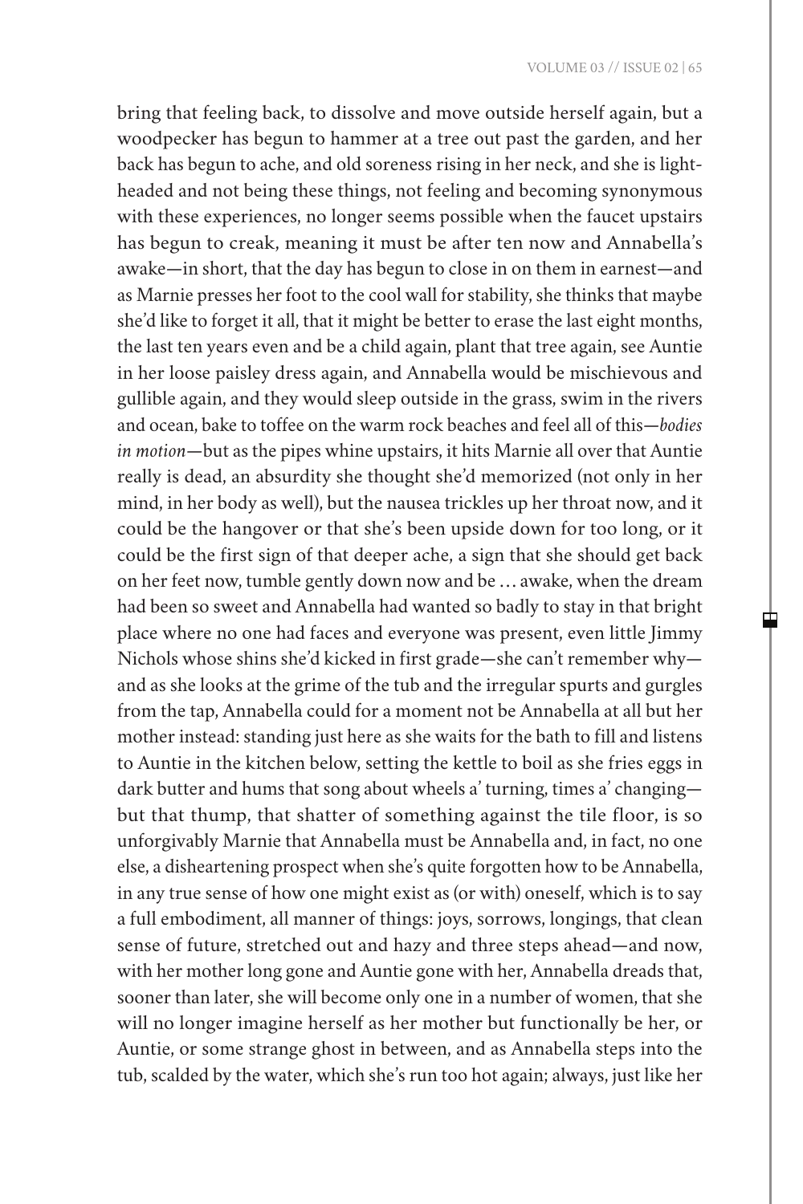bring that feeling back, to dissolve and move outside herself again, but a woodpecker has begun to hammer at a tree out past the garden, and her back has begun to ache, and old soreness rising in her neck, and she is lightheaded and not being these things, not feeling and becoming synonymous with these experiences, no longer seems possible when the faucet upstairs has begun to creak, meaning it must be after ten now and Annabella's awake—in short, that the day has begun to close in on them in earnest—and as Marnie presses her foot to the cool wall for stability, she thinks that maybe she'd like to forget it all, that it might be better to erase the last eight months, the last ten years even and be a child again, plant that tree again, see Auntie in her loose paisley dress again, and Annabella would be mischievous and gullible again, and they would sleep outside in the grass, swim in the rivers and ocean, bake to toffee on the warm rock beaches and feel all of this—*bodies in motion*—but as the pipes whine upstairs, it hits Marnie all over that Auntie really is dead, an absurdity she thought she'd memorized (not only in her mind, in her body as well), but the nausea trickles up her throat now, and it could be the hangover or that she's been upside down for too long, or it could be the first sign of that deeper ache, a sign that she should get back on her feet now, tumble gently down now and be … awake, when the dream had been so sweet and Annabella had wanted so badly to stay in that bright place where no one had faces and everyone was present, even little Jimmy Nichols whose shins she'd kicked in first grade—she can't remember why—and as she looks at the grime of the tub and the irregular spurts and gurgles from the tap, Annabella could for a moment not be Annabella at all but her mother instead: standing just here as she waits for the bath to fill and listens to Auntie in the kitchen below, setting the kettle to boil as she fries eggs in dark butter and hums that song about wheels a' turning, times a' changing—but that thump, that shatter of something against the tile floor, is so unforgivably Marnie that Annabella must be Annabella and, in fact, no one else, a disheartening prospect when she's quite forgotten how to be Annabella, in any true sense of how one might exist as (or with) oneself, which is to say a full embodiment, all manner of things: joys, sorrows, longings, that clean sense of future, stretched out and hazy and three steps ahead—and now, with her mother long gone and Auntie gone with her, Annabella dreads that, sooner than later, she will become only one in a number of women, that she will no longer imagine herself as her mother but functionally be her, or Auntie, or some strange ghost in between, and as Annabella steps into the tub, scalded by the water, which she's run too hot again; always, just like her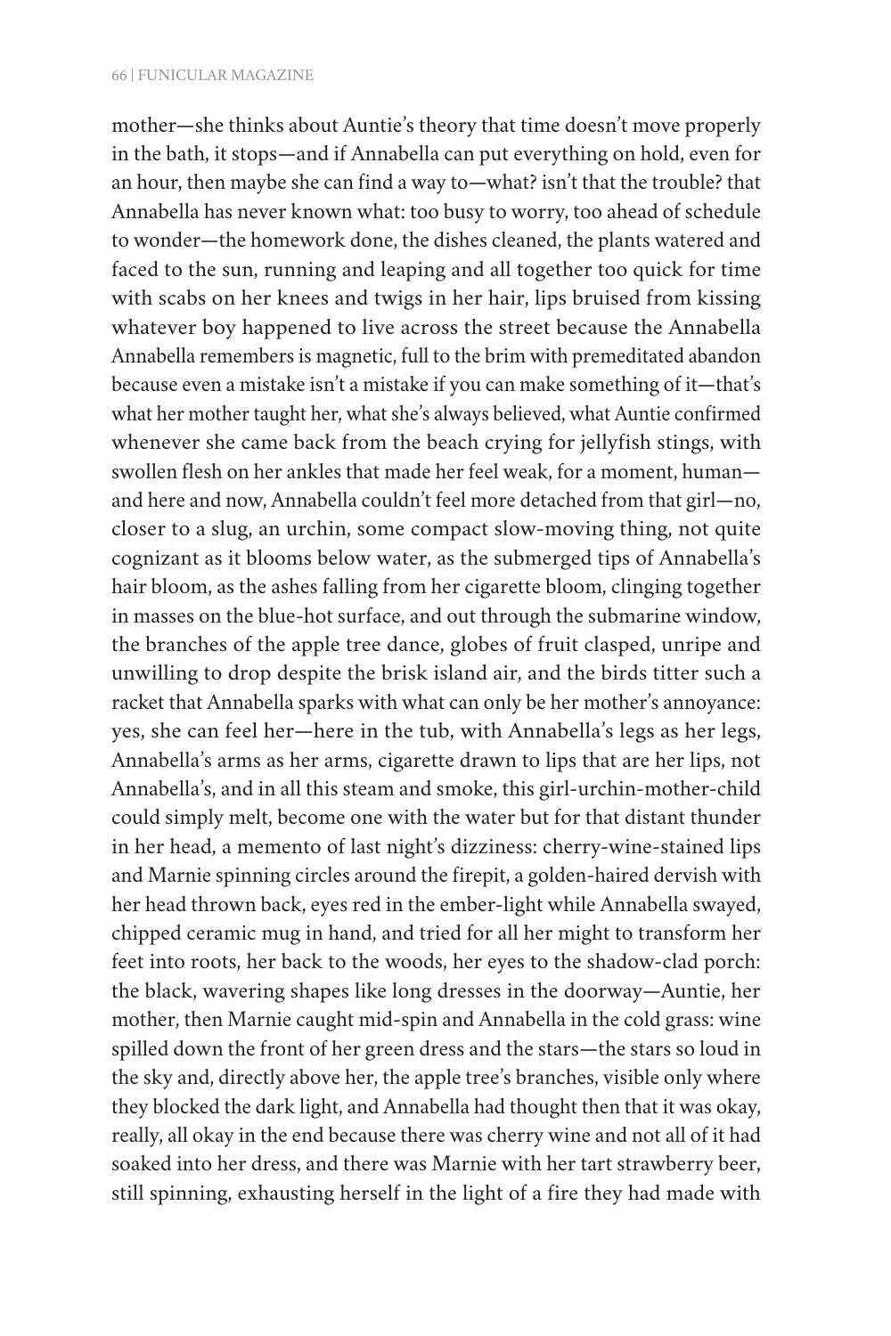mother—she thinks about Auntie's theory that time doesn't move properly in the bath, it stops—and if Annabella can put everything on hold, even for an hour, then maybe she can find a way to—what? isn't that the trouble? that Annabella has never known what: too busy to worry, too ahead of schedule to wonder—the homework done, the dishes cleaned, the plants watered and faced to the sun, running and leaping and all together too quick for time with scabs on her knees and twigs in her hair, lips bruised from kissing whatever boy happened to live across the street because the Annabella Annabella remembers is magnetic, full to the brim with premeditated abandon because even a mistake isn't a mistake if you can make something of it—that's what her mother taught her, what she's always believed, what Auntie confirmed whenever she came back from the beach crying for jellyfish stings, with swollen flesh on her ankles that made her feel weak, for a moment, human—and here and now, Annabella couldn't feel more detached from that girl—no, closer to a slug, an urchin, some compact slow-moving thing, not quite cognizant as it blooms below water, as the submerged tips of Annabella's hair bloom, as the ashes falling from her cigarette bloom, clinging together in masses on the blue-hot surface, and out through the submarine window, the branches of the apple tree dance, globes of fruit clasped, unripe and unwilling to drop despite the brisk island air, and the birds titter such a racket that Annabella sparks with what can only be her mother's annoyance: yes, she can feel her—here in the tub, with Annabella's legs as her legs, Annabella's arms as her arms, cigarette drawn to lips that are her lips, not Annabella's, and in all this steam and smoke, this girl-urchin-mother-child could simply melt, become one with the water but for that distant thunder in her head, a memento of last night's dizziness: cherry-wine-stained lips and Marnie spinning circles around the firepit, a golden-haired dervish with her head thrown back, eyes red in the ember-light while Annabella swayed, chipped ceramic mug in hand, and tried for all her might to transform her feet into roots, her back to the woods, her eyes to the shadow-clad porch: the black, wavering shapes like long dresses in the doorway—Auntie, her mother, then Marnie caught mid-spin and Annabella in the cold grass: wine spilled down the front of her green dress and the stars—the stars so loud in the sky and, directly above her, the apple tree's branches, visible only where they blocked the dark light, and Annabella had thought then that it was okay, really, all okay in the end because there was cherry wine and not all of it had soaked into her dress, and there was Marnie with her tart strawberry beer, still spinning, exhausting herself in the light of a fire they had made with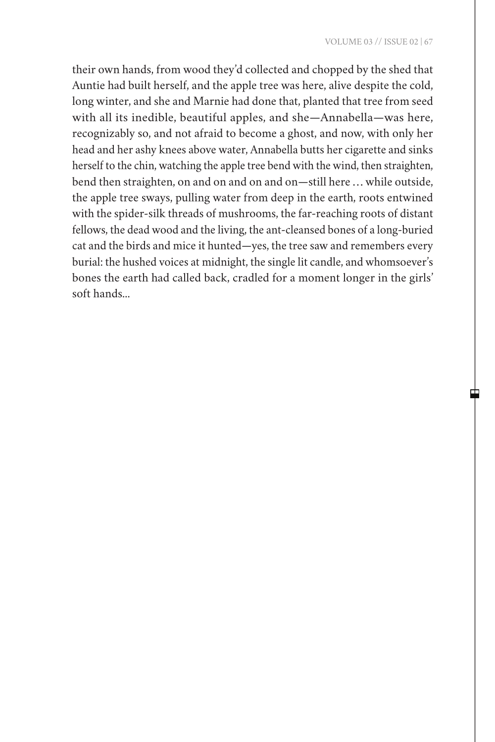their own hands, from wood they'd collected and chopped by the shed that Auntie had built herself, and the apple tree was here, alive despite the cold, long winter, and she and Marnie had done that, planted that tree from seed with all its inedible, beautiful apples, and she—Annabella—was here, recognizably so, and not afraid to become a ghost, and now, with only her head and her ashy knees above water, Annabella butts her cigarette and sinks herself to the chin, watching the apple tree bend with the wind, then straighten, bend then straighten, on and on and on and on—still here … while outside, the apple tree sways, pulling water from deep in the earth, roots entwined with the spider-silk threads of mushrooms, the far-reaching roots of distant fellows, the dead wood and the living, the ant-cleansed bones of a long-buried cat and the birds and mice it hunted—yes, the tree saw and remembers every burial: the hushed voices at midnight, the single lit candle, and whomsoever's bones the earth had called back, cradled for a moment longer in the girls' soft hands...